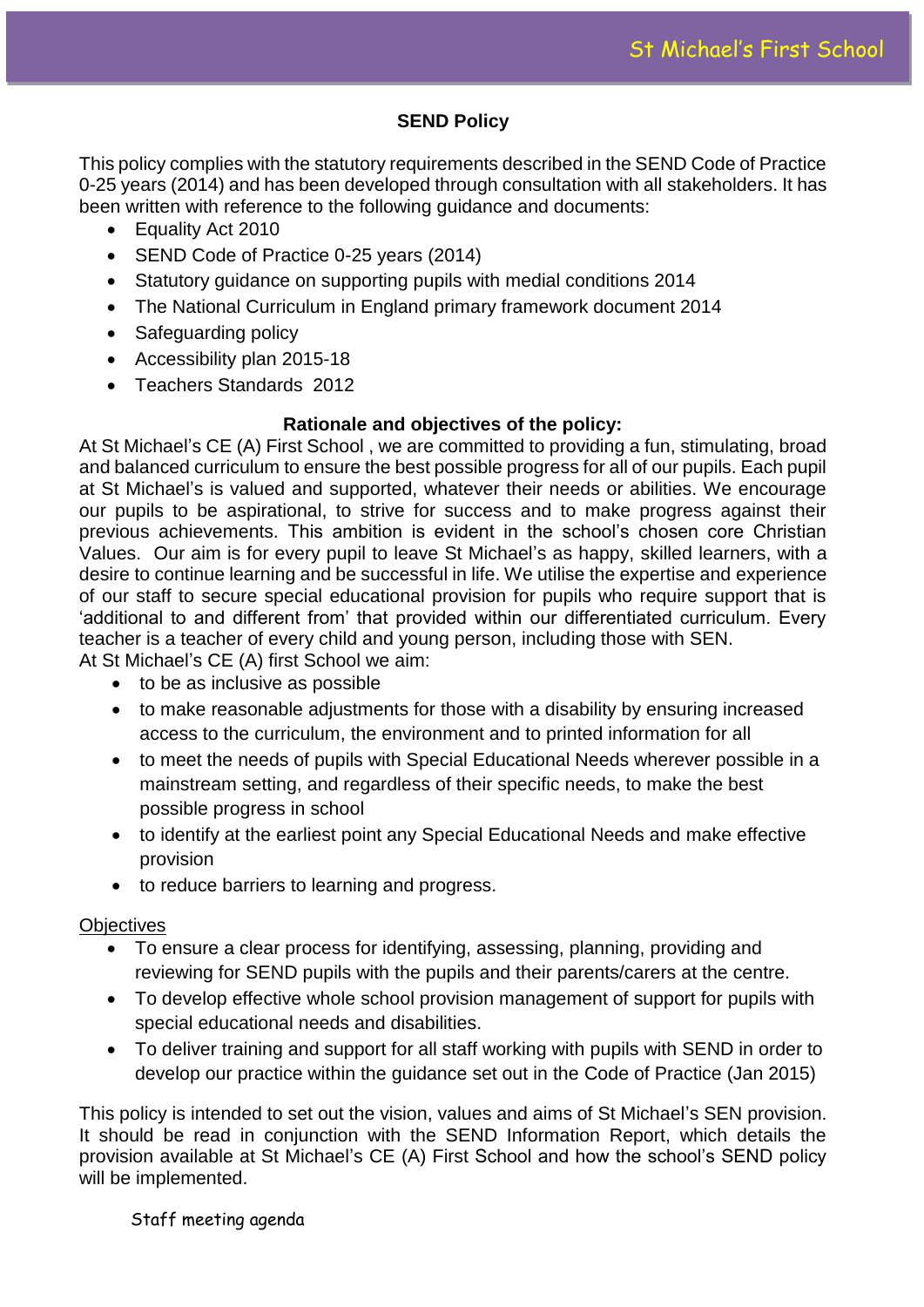# SEND Policy

This policy complies with the statutory requirements described in the SEND Code of Practice 0-25 years (2014) and has been developed through consultation with all stakeholders. It has been written with reference to the following guidance and documents:

- Equality Act 2010
- SEND Code of Practice 0-25 years (2014)
- Statutory guidance on supporting pupils with medial conditions 2014
- The National Curriculum in England primary framework document 2014
- Safeguarding policy
- Accessibility plan 2015-18
- Teachers Standards 2012

## Rationale and objectives of the policy:

At St Michael's CE (A) First School , we are committed to providing a fun, stimulating, broad and balanced curriculum to ensure the best possible progress for all of our pupils. Each pupil at St Michael's is valued and supported, whatever their needs or abilities. We encourage our pupils to be aspirational, to strive for success and to make progress against their previous achievements. This ambition is evident in the school's chosen core Christian Values. Our aim is for every pupil to leave St Michael's as happy, skilled learners, with a desire to continue learning and be successful in life. We utilise the expertise and experience of our staff to secure special educational provision for pupils who require support that is 'additional to and different from' that provided within our differentiated curriculum. Every teacher is a teacher of every child and young person, including those with SEN.

At St Michael's CE (A) first School we aim:

- to be as inclusive as possible
- to make reasonable adjustments for those with a disability by ensuring increased access to the curriculum, the environment and to printed information for all
- to meet the needs of pupils with Special Educational Needs wherever possible in a mainstream setting, and regardless of their specific needs, to make the best possible progress in school
- to identify at the earliest point any Special Educational Needs and make effective provision
- to reduce barriers to learning and progress.

Objectives

- To ensure a clear process for identifying, assessing, planning, providing and reviewing for SEND pupils with the pupils and their parents/carers at the centre.
- To develop effective whole school provision management of support for pupils with special educational needs and disabilities.
- To deliver training and support for all staff working with pupils with SEND in order to develop our practice within the guidance set out in the Code of Practice (Jan 2015)

This policy is intended to set out the vision, values and aims of St Michael's SEN provision. It should be read in conjunction with the SEND Information Report, which details the provision available at St Michael's CE (A) First School and how the school's SEND policy will be implemented.

Staff meeting agenda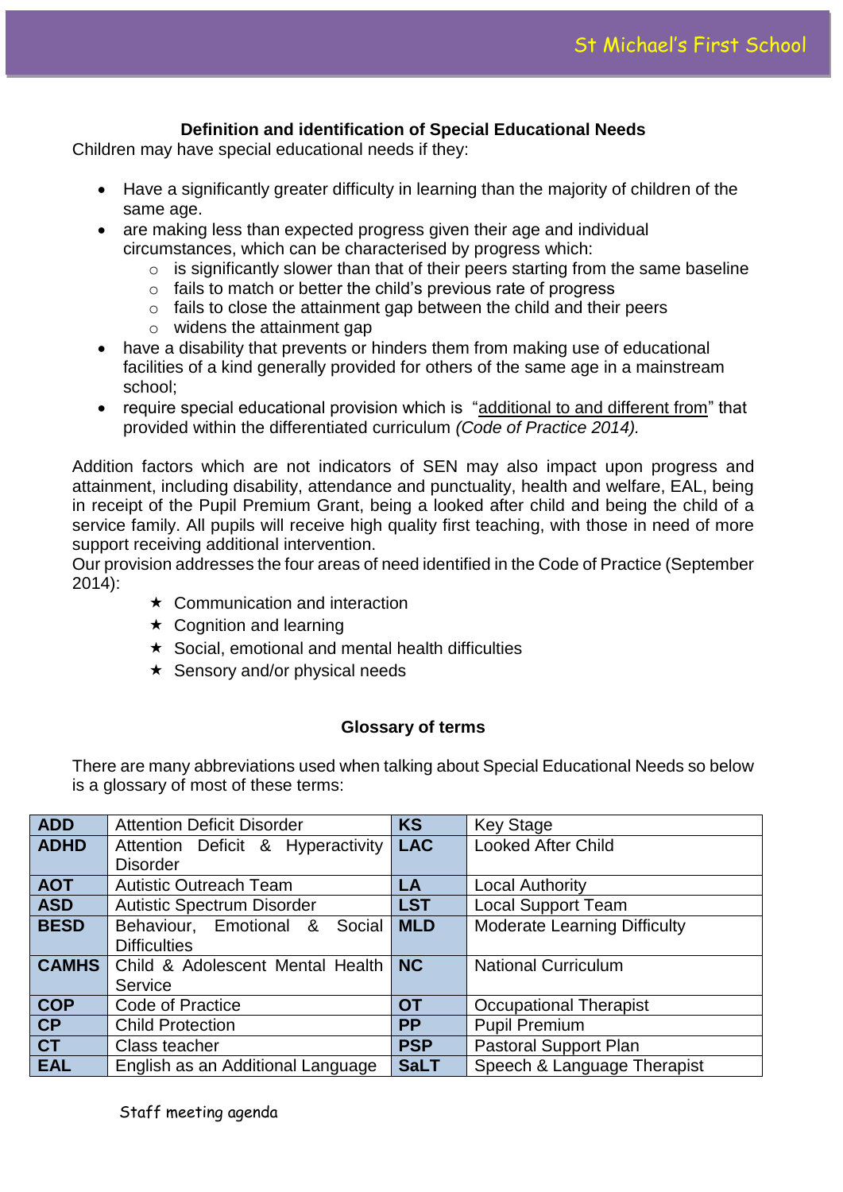### Definition and identification of Special Educational Needs

Children may have special educational needs if they:

- Have a significantly greater difficulty in learning than the majority of children of the same age.
- are making less than expected progress given their age and individual circumstances, which can be characterised by progress which:
  - is significantly slower than that of their peers starting from the same baseline
  - fails to match or better the child's previous rate of progress
  - fails to close the attainment gap between the child and their peers
  - widens the attainment gap
- have a disability that prevents or hinders them from making use of educational facilities of a kind generally provided for others of the same age in a mainstream school;
- require special educational provision which is "additional to and different from" that provided within the differentiated curriculum *(Code of Practice 2014).*

Addition factors which are not indicators of SEN may also impact upon progress and attainment, including disability, attendance and punctuality, health and welfare, EAL, being in receipt of the Pupil Premium Grant, being a looked after child and being the child of a service family. All pupils will receive high quality first teaching, with those in need of more support receiving additional intervention.

Our provision addresses the four areas of need identified in the Code of Practice (September 2014):

- ★ Communication and interaction
- ★ Cognition and learning
- ★ Social, emotional and mental health difficulties
- ★ Sensory and/or physical needs

### Glossary of terms

There are many abbreviations used when talking about Special Educational Needs so below is a glossary of most of these terms:

| | | | |
|---|---|---|---|
| **ADD** | Attention Deficit Disorder | **KS** | Key Stage |
| **ADHD** | Attention Deficit & Hyperactivity Disorder | **LAC** | Looked After Child |
| **AOT** | Autistic Outreach Team | **LA** | Local Authority |
| **ASD** | Autistic Spectrum Disorder | **LST** | Local Support Team |
| **BESD** | Behaviour, Emotional & Social Difficulties | **MLD** | Moderate Learning Difficulty |
| **CAMHS** | Child & Adolescent Mental Health Service | **NC** | National Curriculum |
| **COP** | Code of Practice | **OT** | Occupational Therapist |
| **CP** | Child Protection | **PP** | Pupil Premium |
| **CT** | Class teacher | **PSP** | Pastoral Support Plan |
| **EAL** | English as an Additional Language | **SaLT** | Speech & Language Therapist |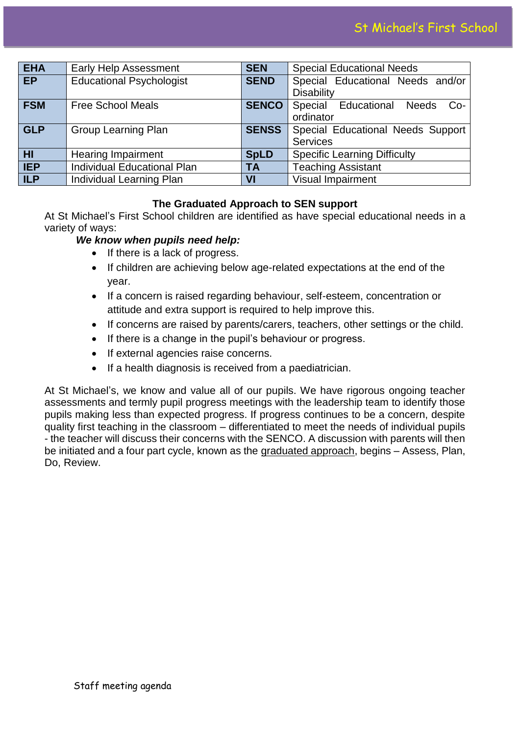| EHA | Early Help Assessment | SEN | Special Educational Needs |
|---|---|---|---|
| EP | Educational Psychologist | SEND | Special Educational Needs and/or Disability |
| FSM | Free School Meals | SENCO | Special Educational Needs Co-ordinator |
| GLP | Group Learning Plan | SENSS | Special Educational Needs Support Services |
| HI | Hearing Impairment | SpLD | Specific Learning Difficulty |
| IEP | Individual Educational Plan | TA | Teaching Assistant |
| ILP | Individual Learning Plan | VI | Visual Impairment |

**The Graduated Approach to SEN support**

At St Michael's First School children are identified as have special educational needs in a variety of ways:

***We know when pupils need help:***

- If there is a lack of progress.
- If children are achieving below age-related expectations at the end of the year.
- If a concern is raised regarding behaviour, self-esteem, concentration or attitude and extra support is required to help improve this.
- If concerns are raised by parents/carers, teachers, other settings or the child.
- If there is a change in the pupil's behaviour or progress.
- If external agencies raise concerns.
- If a health diagnosis is received from a paediatrician.

At St Michael's, we know and value all of our pupils. We have rigorous ongoing teacher assessments and termly pupil progress meetings with the leadership team to identify those pupils making less than expected progress. If progress continues to be a concern, despite quality first teaching in the classroom – differentiated to meet the needs of individual pupils - the teacher will discuss their concerns with the SENCO. A discussion with parents will then be initiated and a four part cycle, known as the graduated approach, begins – Assess, Plan, Do, Review.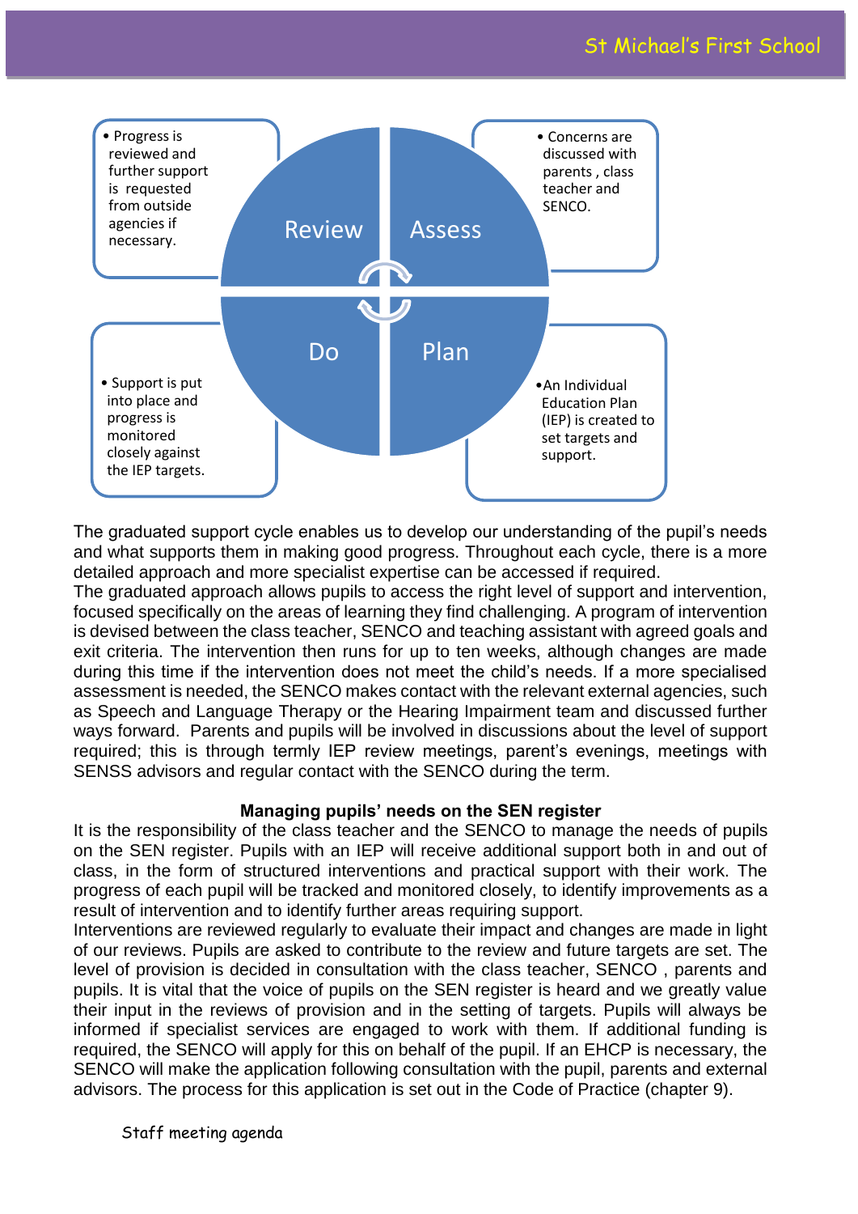**Review**

- Progress is reviewed and further support is requested from outside agencies if necessary.

**Assess**

- Concerns are discussed with parents , class teacher and SENCO.

**Plan**

- An Individual Education Plan (IEP) is created to set targets and support.

**Do**

- Support is put into place and progress is monitored closely against the IEP targets.

The graduated support cycle enables us to develop our understanding of the pupil's needs and what supports them in making good progress. Throughout each cycle, there is a more detailed approach and more specialist expertise can be accessed if required.
The graduated approach allows pupils to access the right level of support and intervention, focused specifically on the areas of learning they find challenging. A program of intervention is devised between the class teacher, SENCO and teaching assistant with agreed goals and exit criteria. The intervention then runs for up to ten weeks, although changes are made during this time if the intervention does not meet the child's needs. If a more specialised assessment is needed, the SENCO makes contact with the relevant external agencies, such as Speech and Language Therapy or the Hearing Impairment team and discussed further ways forward. Parents and pupils will be involved in discussions about the level of support required; this is through termly IEP review meetings, parent's evenings, meetings with SENSS advisors and regular contact with the SENCO during the term.

**Managing pupils' needs on the SEN register**

It is the responsibility of the class teacher and the SENCO to manage the needs of pupils on the SEN register. Pupils with an IEP will receive additional support both in and out of class, in the form of structured interventions and practical support with their work. The progress of each pupil will be tracked and monitored closely, to identify improvements as a result of intervention and to identify further areas requiring support.
Interventions are reviewed regularly to evaluate their impact and changes are made in light of our reviews. Pupils are asked to contribute to the review and future targets are set. The level of provision is decided in consultation with the class teacher, SENCO , parents and pupils. It is vital that the voice of pupils on the SEN register is heard and we greatly value their input in the reviews of provision and in the setting of targets. Pupils will always be informed if specialist services are engaged to work with them. If additional funding is required, the SENCO will apply for this on behalf of the pupil. If an EHCP is necessary, the SENCO will make the application following consultation with the pupil, parents and external advisors. The process for this application is set out in the Code of Practice (chapter 9).

Staff meeting agenda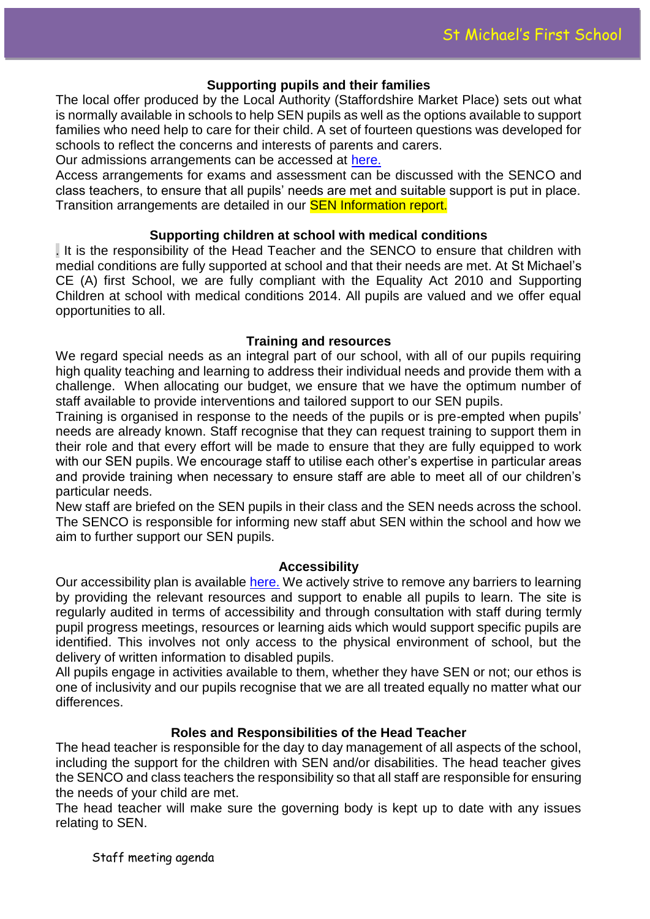## Supporting pupils and their families

The local offer produced by the Local Authority (Staffordshire Market Place) sets out what is normally available in schools to help SEN pupils as well as the options available to support families who need help to care for their child. A set of fourteen questions was developed for schools to reflect the concerns and interests of parents and carers.

Our admissions arrangements can be accessed at here.

Access arrangements for exams and assessment can be discussed with the SENCO and class teachers, to ensure that all pupils' needs are met and suitable support is put in place. Transition arrangements are detailed in our SEN Information report.

## Supporting children at school with medical conditions

. It is the responsibility of the Head Teacher and the SENCO to ensure that children with medial conditions are fully supported at school and that their needs are met. At St Michael's CE (A) first School, we are fully compliant with the Equality Act 2010 and Supporting Children at school with medical conditions 2014. All pupils are valued and we offer equal opportunities to all.

## Training and resources

We regard special needs as an integral part of our school, with all of our pupils requiring high quality teaching and learning to address their individual needs and provide them with a challenge. When allocating our budget, we ensure that we have the optimum number of staff available to provide interventions and tailored support to our SEN pupils.

Training is organised in response to the needs of the pupils or is pre-empted when pupils' needs are already known. Staff recognise that they can request training to support them in their role and that every effort will be made to ensure that they are fully equipped to work with our SEN pupils. We encourage staff to utilise each other's expertise in particular areas and provide training when necessary to ensure staff are able to meet all of our children's particular needs.

New staff are briefed on the SEN pupils in their class and the SEN needs across the school. The SENCO is responsible for informing new staff abut SEN within the school and how we aim to further support our SEN pupils.

## Accessibility

Our accessibility plan is available here. We actively strive to remove any barriers to learning by providing the relevant resources and support to enable all pupils to learn. The site is regularly audited in terms of accessibility and through consultation with staff during termly pupil progress meetings, resources or learning aids which would support specific pupils are identified. This involves not only access to the physical environment of school, but the delivery of written information to disabled pupils.

All pupils engage in activities available to them, whether they have SEN or not; our ethos is one of inclusivity and our pupils recognise that we are all treated equally no matter what our differences.

## Roles and Responsibilities of the Head Teacher

The head teacher is responsible for the day to day management of all aspects of the school, including the support for the children with SEN and/or disabilities. The head teacher gives the SENCO and class teachers the responsibility so that all staff are responsible for ensuring the needs of your child are met.

The head teacher will make sure the governing body is kept up to date with any issues relating to SEN.

Staff meeting agenda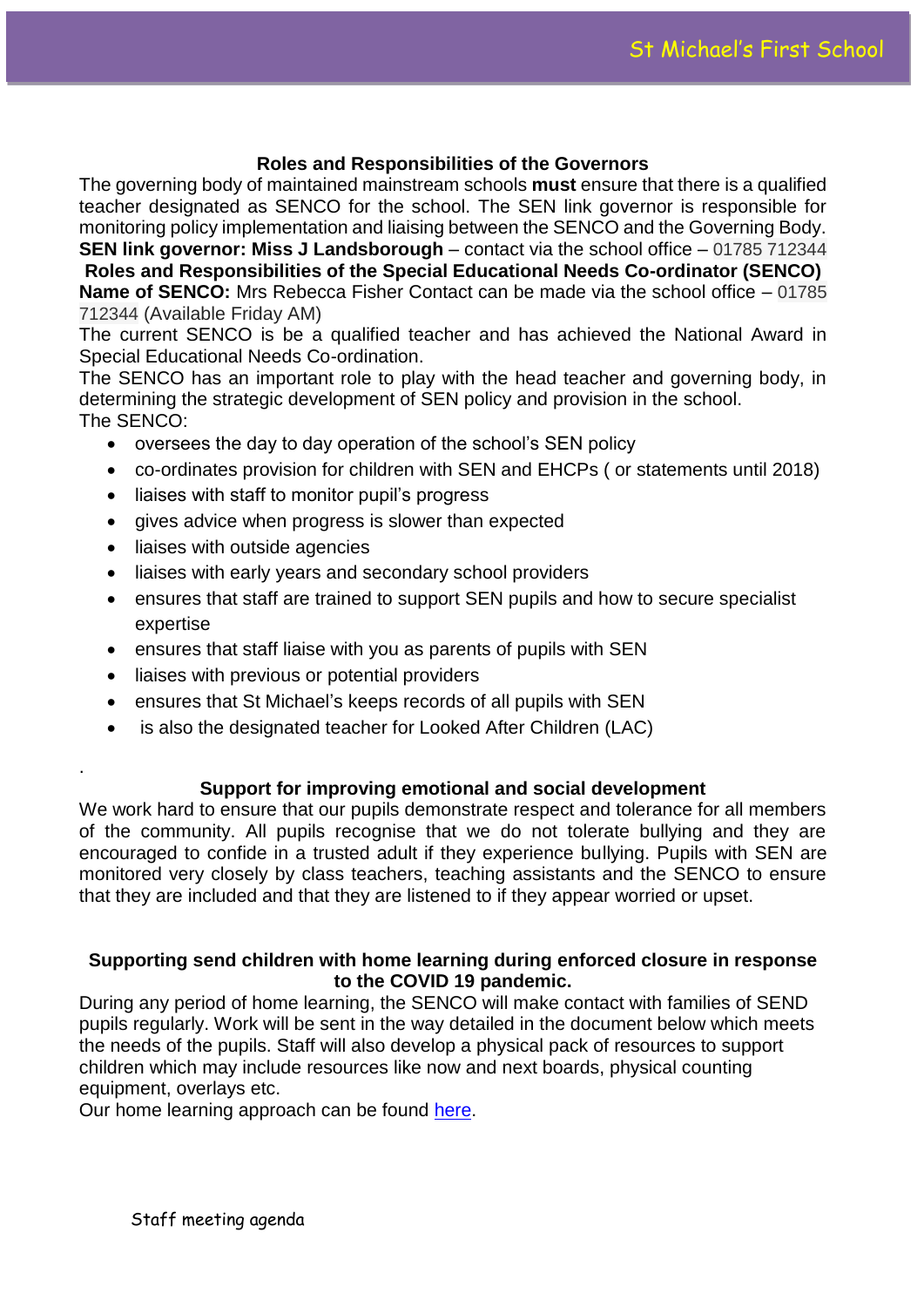## Roles and Responsibilities of the Governors

The governing body of maintained mainstream schools **must** ensure that there is a qualified teacher designated as SENCO for the school. The SEN link governor is responsible for monitoring policy implementation and liaising between the SENCO and the Governing Body.

**SEN link governor: Miss J Landsborough** – contact via the school office – 01785 712344

## Roles and Responsibilities of the Special Educational Needs Co-ordinator (SENCO)

**Name of SENCO:** Mrs Rebecca Fisher Contact can be made via the school office – 01785 712344 (Available Friday AM)

The current SENCO is be a qualified teacher and has achieved the National Award in Special Educational Needs Co-ordination.

The SENCO has an important role to play with the head teacher and governing body, in determining the strategic development of SEN policy and provision in the school.

The SENCO:

- oversees the day to day operation of the school's SEN policy
- co-ordinates provision for children with SEN and EHCPs ( or statements until 2018)
- liaises with staff to monitor pupil's progress
- gives advice when progress is slower than expected
- liaises with outside agencies
- liaises with early years and secondary school providers
- ensures that staff are trained to support SEN pupils and how to secure specialist expertise
- ensures that staff liaise with you as parents of pupils with SEN
- liaises with previous or potential providers
- ensures that St Michael's keeps records of all pupils with SEN
- is also the designated teacher for Looked After Children (LAC)

.

## Support for improving emotional and social development

We work hard to ensure that our pupils demonstrate respect and tolerance for all members of the community. All pupils recognise that we do not tolerate bullying and they are encouraged to confide in a trusted adult if they experience bullying. Pupils with SEN are monitored very closely by class teachers, teaching assistants and the SENCO to ensure that they are included and that they are listened to if they appear worried or upset.

## Supporting send children with home learning during enforced closure in response to the COVID 19 pandemic.

During any period of home learning, the SENCO will make contact with families of SEND pupils regularly. Work will be sent in the way detailed in the document below which meets the needs of the pupils. Staff will also develop a physical pack of resources to support children which may include resources like now and next boards, physical counting equipment, overlays etc.

Our home learning approach can be found here.

Staff meeting agenda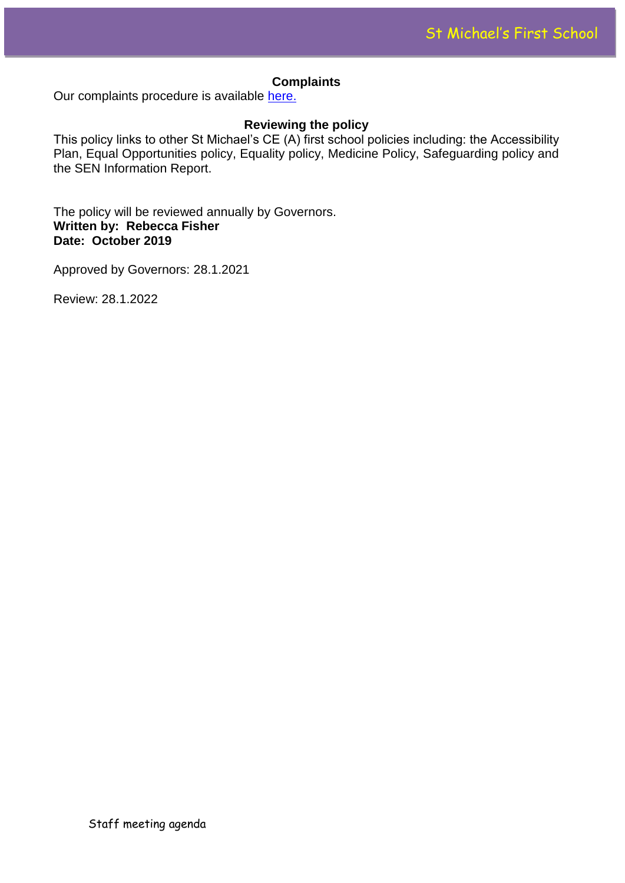### Complaints

Our complaints procedure is available [here.]

### Reviewing the policy

This policy links to other St Michael's CE (A) first school policies including: the Accessibility Plan, Equal Opportunities policy, Equality policy, Medicine Policy, Safeguarding policy and the SEN Information Report.

The policy will be reviewed annually by Governors.
**Written by: Rebecca Fisher**
**Date: October 2019**

Approved by Governors: 28.1.2021

Review: 28.1.2022